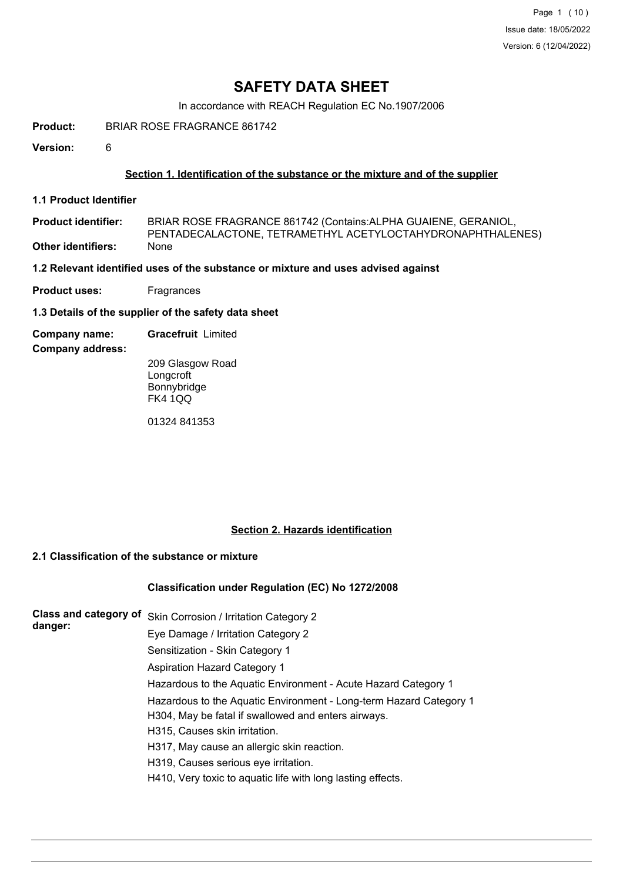# SAFETY DATA SHEET

In accordance with REACH Regulation EC No.1907/2006

**Product:** BRIAR ROSE FRAGRANCE 861742

**Version:** 6

## Section 1. Identification of the substance or the mixture and of the supplier

### 1.1 Product Identifier

**Product identifier:** BRIAR ROSE FRAGRANCE 861742 (Contains:ALPHA GUAIENE, GERANIOL, PENTADECALACTONE, TETRAMETHYL ACETYLOCTAHYDRONAPHTHALENES)

**Other identifiers:** None

### 1.2 Relevant identified uses of the substance or mixture and uses advised against

**Product uses:** Fragrances

### 1.3 Details of the supplier of the safety data sheet

**Company name:** **Gracefruit** Limited

**Company address:**

209 Glasgow Road
Longcroft
Bonnybridge
FK4 1QQ

01324 841353

## Section 2. Hazards identification

### 2.1 Classification of the substance or mixture

**Classification under Regulation (EC) No 1272/2008**

**Class and category of danger:**

Skin Corrosion / Irritation Category 2

Eye Damage / Irritation Category 2

Sensitization - Skin Category 1

Aspiration Hazard Category 1

Hazardous to the Aquatic Environment - Acute Hazard Category 1

Hazardous to the Aquatic Environment - Long-term Hazard Category 1

H304, May be fatal if swallowed and enters airways.

H315, Causes skin irritation.

H317, May cause an allergic skin reaction.

H319, Causes serious eye irritation.

H410, Very toxic to aquatic life with long lasting effects.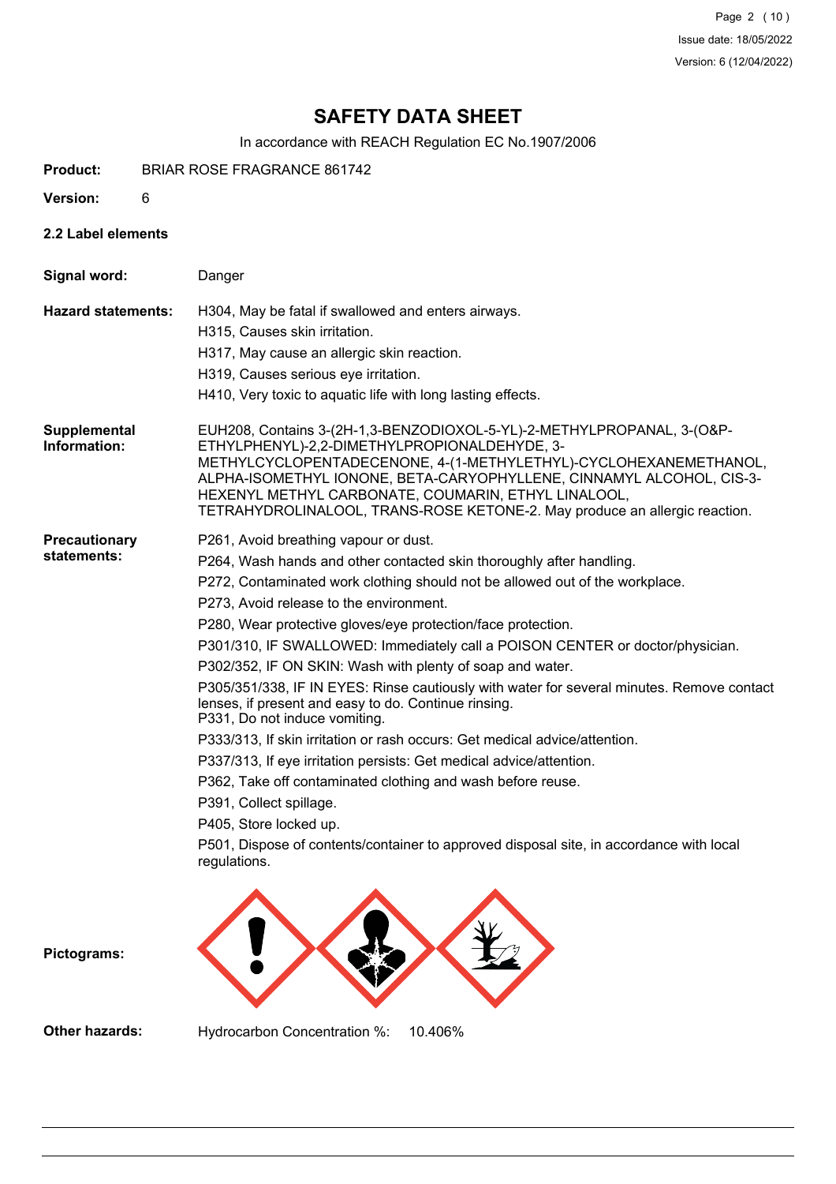# SAFETY DATA SHEET

In accordance with REACH Regulation EC No.1907/2006

**Product:** BRIAR ROSE FRAGRANCE 861742

**Version:** 6

## 2.2 Label elements

**Signal word:** Danger

**Hazard statements:**

H304, May be fatal if swallowed and enters airways.

H315, Causes skin irritation.

H317, May cause an allergic skin reaction.

H319, Causes serious eye irritation.

H410, Very toxic to aquatic life with long lasting effects.

**Supplemental Information:**

EUH208, Contains 3-(2H-1,3-BENZODIOXOL-5-YL)-2-METHYLPROPANAL, 3-(O&P-ETHYLPHENYL)-2,2-DIMETHYLPROPIONALDEHYDE, 3-METHYLCYCLOPENTADECENONE, 4-(1-METHYLETHYL)-CYCLOHEXANEMETHANOL, ALPHA-ISOMETHYL IONONE, BETA-CARYOPHYLLENE, CINNAMYL ALCOHOL, CIS-3-HEXENYL METHYL CARBONATE, COUMARIN, ETHYL LINALOOL, TETRAHYDROLINALOOL, TRANS-ROSE KETONE-2. May produce an allergic reaction.

**Precautionary statements:**

P261, Avoid breathing vapour or dust.

P264, Wash hands and other contacted skin thoroughly after handling.

P272, Contaminated work clothing should not be allowed out of the workplace.

P273, Avoid release to the environment.

P280, Wear protective gloves/eye protection/face protection.

P301/310, IF SWALLOWED: Immediately call a POISON CENTER or doctor/physician.

P302/352, IF ON SKIN: Wash with plenty of soap and water.

P305/351/338, IF IN EYES: Rinse cautiously with water for several minutes. Remove contact lenses, if present and easy to do. Continue rinsing.

P331, Do not induce vomiting.

P333/313, If skin irritation or rash occurs: Get medical advice/attention.

P337/313, If eye irritation persists: Get medical advice/attention.

P362, Take off contaminated clothing and wash before reuse.

P391, Collect spillage.

P405, Store locked up.

P501, Dispose of contents/container to approved disposal site, in accordance with local regulations.

**Pictograms:**

**Other hazards:** Hydrocarbon Concentration %: 10.406%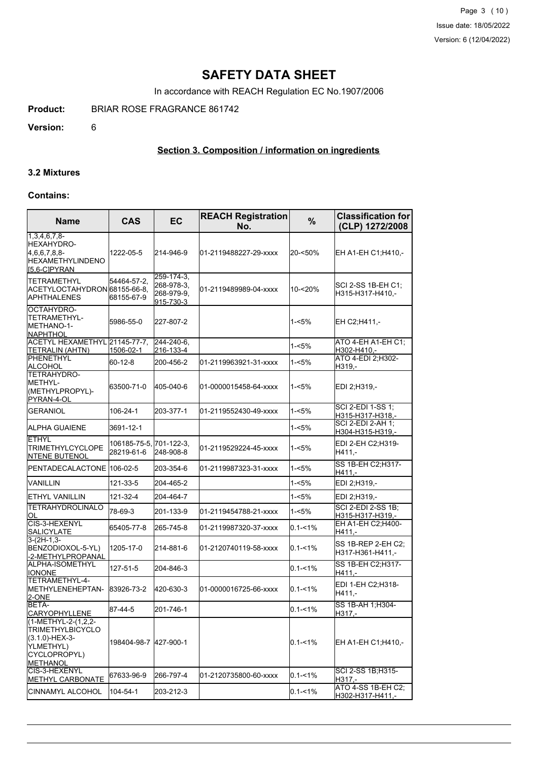# SAFETY DATA SHEET

In accordance with REACH Regulation EC No.1907/2006

**Product:** BRIAR ROSE FRAGRANCE 861742

**Version:** 6

## Section 3. Composition / information on ingredients

### 3.2 Mixtures

**Contains:**

| Name | CAS | EC | REACH Registration No. | % | Classification for (CLP) 1272/2008 |
|---|---|---|---|---|---|
| 1,3,4,6,7,8-HEXAHYDRO-4,6,6,7,8,8-HEXAMETHYLINDENO [5,6-C]PYRAN | 1222-05-5 | 214-946-9 | 01-2119488227-29-xxxx | 20-<50% | EH A1-EH C1;H410,- |
| TETRAMETHYL ACETYLOCTAHYDRON APHTHALENES | 54464-57-2, 68155-66-8, 68155-67-9 | 259-174-3, 268-978-3, 268-979-9, 915-730-3 | 01-2119489989-04-xxxx | 10-<20% | SCI 2-SS 1B-EH C1; H315-H317-H410,- |
| OCTAHYDRO-TETRAMETHYL-METHANO-1-NAPHTHOL | 5986-55-0 | 227-807-2 | | 1-<5% | EH C2;H411,- |
| ACETYL HEXAMETHYL TETRALIN (AHTN) | 21145-77-7, 1506-02-1 | 244-240-6, 216-133-4 | | 1-<5% | ATO 4-EH A1-EH C1; H302-H410,- |
| PHENETHYL ALCOHOL | 60-12-8 | 200-456-2 | 01-2119963921-31-xxxx | 1-<5% | ATO 4-EDI 2;H302-H319,- |
| TETRAHYDRO-METHYL-(METHYLPROPYL)-PYRAN-4-OL | 63500-71-0 | 405-040-6 | 01-0000015458-64-xxxx | 1-<5% | EDI 2;H319,- |
| GERANIOL | 106-24-1 | 203-377-1 | 01-2119552430-49-xxxx | 1-<5% | SCI 2-EDI 1-SS 1; H315-H317-H318,- |
| ALPHA GUAIENE | 3691-12-1 | | | 1-<5% | SCI 2-EDI 2-AH 1; H304-H315-H319,- |
| ETHYL TRIMETHYLCYCLOPE NTENE BUTENOL | 106185-75-5, 28219-61-6 | 701-122-3, 248-908-8 | 01-2119529224-45-xxxx | 1-<5% | EDI 2-EH C2;H319-H411,- |
| PENTADECALACTONE | 106-02-5 | 203-354-6 | 01-2119987323-31-xxxx | 1-<5% | SS 1B-EH C2;H317-H411,- |
| VANILLIN | 121-33-5 | 204-465-2 | | 1-<5% | EDI 2;H319,- |
| ETHYL VANILLIN | 121-32-4 | 204-464-7 | | 1-<5% | EDI 2;H319,- |
| TETRAHYDROLINALO OL | 78-69-3 | 201-133-9 | 01-2119454788-21-xxxx | 1-<5% | SCI 2-EDI 2-SS 1B; H315-H317-H319,- |
| CIS-3-HEXENYL SALICYLATE | 65405-77-8 | 265-745-8 | 01-2119987320-37-xxxx | 0.1-<1% | EH A1-EH C2;H400-H411,- |
| 3-(2H-1,3-BENZODIOXOL-5-YL) -2-METHYLPROPANAL | 1205-17-0 | 214-881-6 | 01-2120740119-58-xxxx | 0.1-<1% | SS 1B-REP 2-EH C2; H317-H361-H411,- |
| ALPHA-ISOMETHYL IONONE | 127-51-5 | 204-846-3 | | 0.1-<1% | SS 1B-EH C2;H317-H411,- |
| TETRAMETHYL-4-METHYLENEHEPTAN-2-ONE | 83926-73-2 | 420-630-3 | 01-0000016725-66-xxxx | 0.1-<1% | EDI 1-EH C2;H318-H411,- |
| BETA-CARYOPHYLLENE | 87-44-5 | 201-746-1 | | 0.1-<1% | SS 1B-AH 1;H304-H317,- |
| (1-METHYL-2-(1,2,2-TRIMETHYLBICYCLO (3.1.0)-HEX-3-YLMETHYL) CYCLOPROPYL) METHANOL | 198404-98-7 | 427-900-1 | | 0.1-<1% | EH A1-EH C1;H410,- |
| CIS-3-HEXENYL METHYL CARBONATE | 67633-96-9 | 266-797-4 | 01-2120735800-60-xxxx | 0.1-<1% | SCI 2-SS 1B;H315-H317,- |
| CINNAMYL ALCOHOL | 104-54-1 | 203-212-3 | | 0.1-<1% | ATO 4-SS 1B-EH C2; H302-H317-H411,- |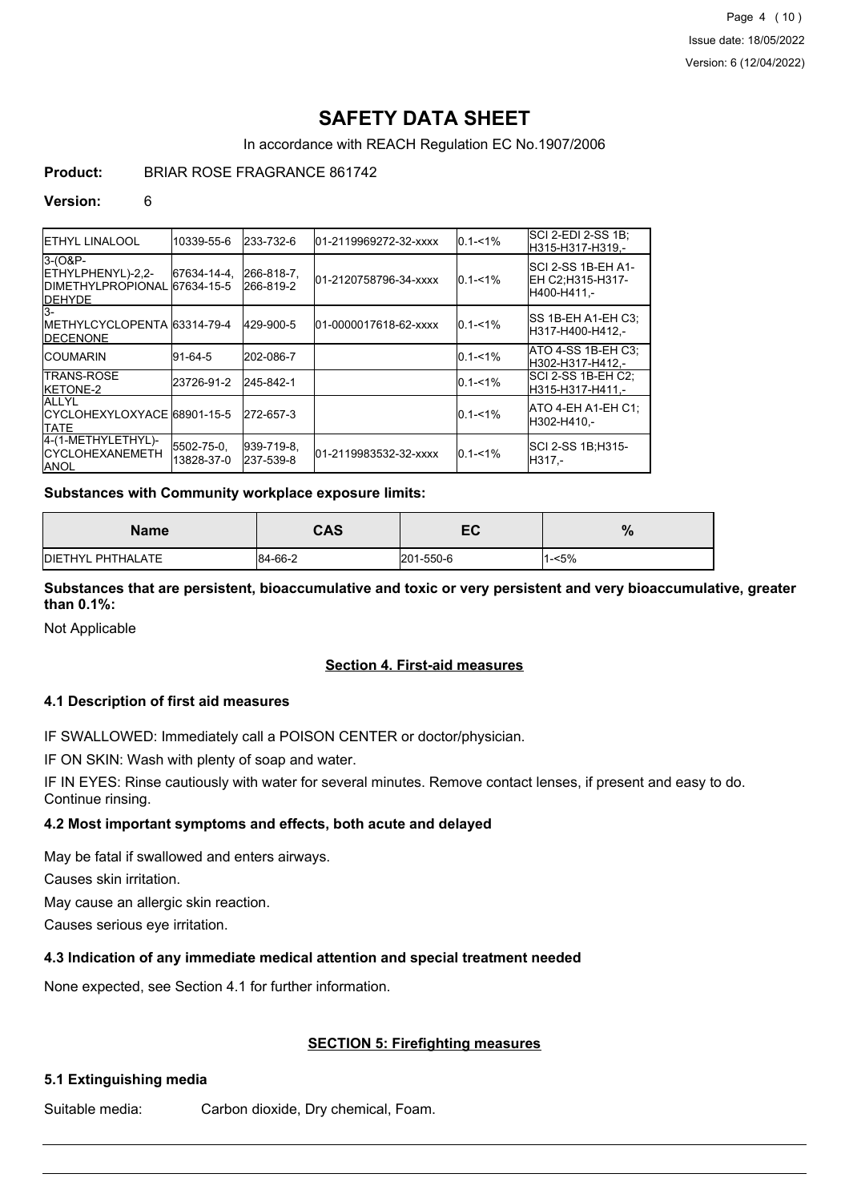# SAFETY DATA SHEET

In accordance with REACH Regulation EC No.1907/2006

**Product:** BRIAR ROSE FRAGRANCE 861742

**Version:** 6

| | | | | | |
|---|---|---|---|---|---|
| ETHYL LINALOOL | 10339-55-6 | 233-732-6 | 01-2119969272-32-xxxx | 0.1-<1% | SCI 2-EDI 2-SS 1B;H315-H317-H319,- |
| 3-(O&P-ETHYLPHENYL)-2,2-DIMETHYLPROPIONALDEHYDE | 67634-14-4, 67634-15-5 | 266-818-7, 266-819-2 | 01-2120758796-34-xxxx | 0.1-<1% | SCI 2-SS 1B-EH A1-EH C2;H315-H317-H400-H411,- |
| 3-METHYLCYCLOPENTADECENONE | 63314-79-4 | 429-900-5 | 01-0000017618-62-xxxx | 0.1-<1% | SS 1B-EH A1-EH C3;H317-H400-H412,- |
| COUMARIN | 91-64-5 | 202-086-7 | | 0.1-<1% | ATO 4-SS 1B-EH C3;H302-H317-H412,- |
| TRANS-ROSE KETONE-2 | 23726-91-2 | 245-842-1 | | 0.1-<1% | SCI 2-SS 1B-EH C2;H315-H317-H411,- |
| ALLYL CYCLOHEXYLOXYACETATE | 68901-15-5 | 272-657-3 | | 0.1-<1% | ATO 4-EH A1-EH C1;H302-H410,- |
| 4-(1-METHYLETHYL)-CYCLOHEXANEMETHANOL | 5502-75-0, 13828-37-0 | 939-719-8, 237-539-8 | 01-2119983532-32-xxxx | 0.1-<1% | SCI 2-SS 1B;H315-H317,- |

**Substances with Community workplace exposure limits:**

| Name | CAS | EC | % |
|---|---|---|---|
| DIETHYL PHTHALATE | 84-66-2 | 201-550-6 | 1-<5% |

**Substances that are persistent, bioaccumulative and toxic or very persistent and very bioaccumulative, greater than 0.1%:**

Not Applicable

## Section 4. First-aid measures

### 4.1 Description of first aid measures

IF SWALLOWED: Immediately call a POISON CENTER or doctor/physician.

IF ON SKIN: Wash with plenty of soap and water.

IF IN EYES: Rinse cautiously with water for several minutes. Remove contact lenses, if present and easy to do. Continue rinsing.

### 4.2 Most important symptoms and effects, both acute and delayed

May be fatal if swallowed and enters airways.

Causes skin irritation.

May cause an allergic skin reaction.

Causes serious eye irritation.

### 4.3 Indication of any immediate medical attention and special treatment needed

None expected, see Section 4.1 for further information.

## SECTION 5: Firefighting measures

### 5.1 Extinguishing media

Suitable media: Carbon dioxide, Dry chemical, Foam.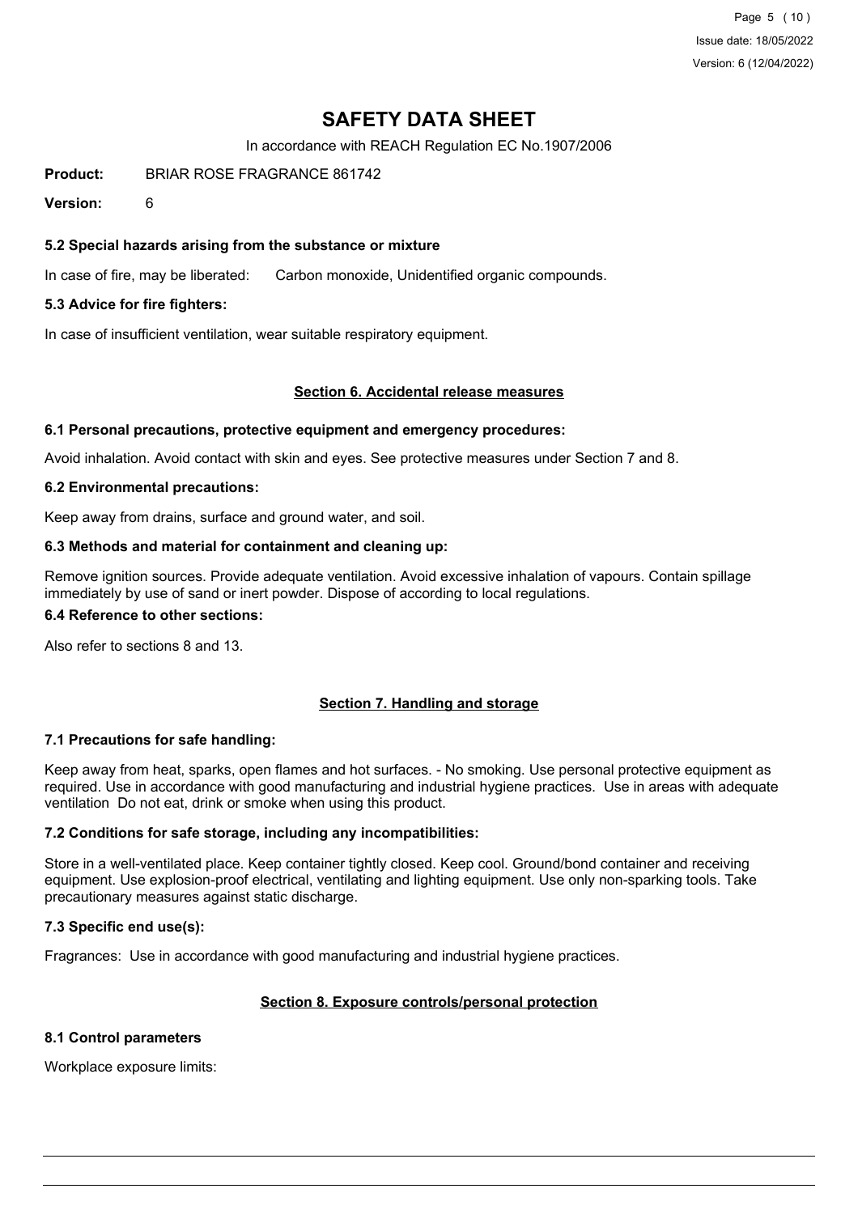# SAFETY DATA SHEET

In accordance with REACH Regulation EC No.1907/2006

**Product:** BRIAR ROSE FRAGRANCE 861742

**Version:** 6

### 5.2 Special hazards arising from the substance or mixture

In case of fire, may be liberated: Carbon monoxide, Unidentified organic compounds.

### 5.3 Advice for fire fighters:

In case of insufficient ventilation, wear suitable respiratory equipment.

## Section 6. Accidental release measures

### 6.1 Personal precautions, protective equipment and emergency procedures:

Avoid inhalation. Avoid contact with skin and eyes. See protective measures under Section 7 and 8.

### 6.2 Environmental precautions:

Keep away from drains, surface and ground water, and soil.

### 6.3 Methods and material for containment and cleaning up:

Remove ignition sources. Provide adequate ventilation. Avoid excessive inhalation of vapours. Contain spillage immediately by use of sand or inert powder. Dispose of according to local regulations.

### 6.4 Reference to other sections:

Also refer to sections 8 and 13.

## Section 7. Handling and storage

### 7.1 Precautions for safe handling:

Keep away from heat, sparks, open flames and hot surfaces. - No smoking. Use personal protective equipment as required. Use in accordance with good manufacturing and industrial hygiene practices. Use in areas with adequate ventilation Do not eat, drink or smoke when using this product.

### 7.2 Conditions for safe storage, including any incompatibilities:

Store in a well-ventilated place. Keep container tightly closed. Keep cool. Ground/bond container and receiving equipment. Use explosion-proof electrical, ventilating and lighting equipment. Use only non-sparking tools. Take precautionary measures against static discharge.

### 7.3 Specific end use(s):

Fragrances: Use in accordance with good manufacturing and industrial hygiene practices.

## Section 8. Exposure controls/personal protection

### 8.1 Control parameters

Workplace exposure limits: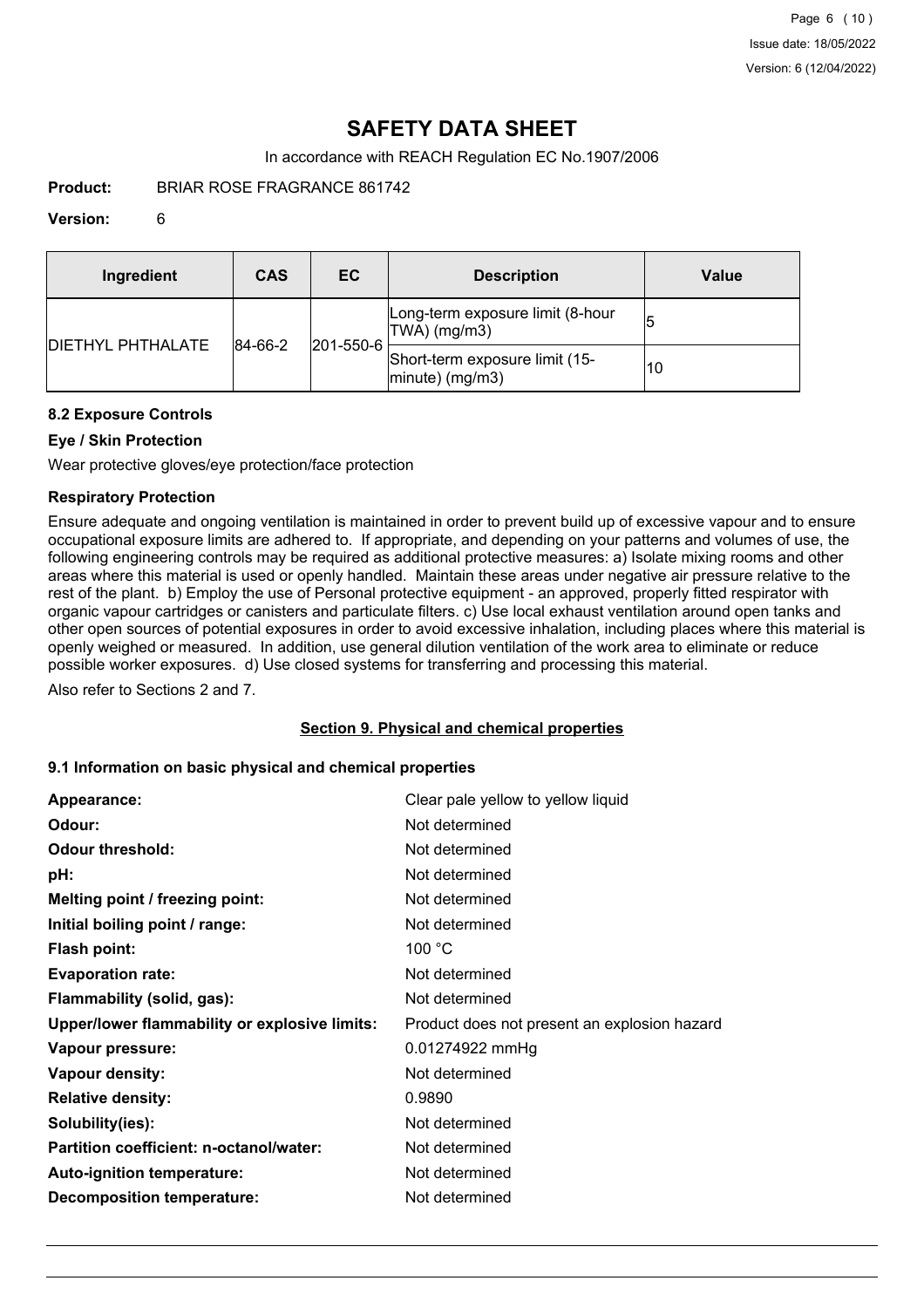| Ingredient | CAS | EC | Description | Value |
| --- | --- | --- | --- | --- |
| DIETHYL PHTHALATE | 84-66-2 | 201-550-6 | Long-term exposure limit (8-hour TWA) (mg/m3) | 5 |
| | | | Short-term exposure limit (15-minute) (mg/m3) | 10 |

### 8.2 Exposure Controls

#### Eye / Skin Protection

Wear protective gloves/eye protection/face protection

#### Respiratory Protection

Ensure adequate and ongoing ventilation is maintained in order to prevent build up of excessive vapour and to ensure occupational exposure limits are adhered to. If appropriate, and depending on your patterns and volumes of use, the following engineering controls may be required as additional protective measures: a) Isolate mixing rooms and other areas where this material is used or openly handled. Maintain these areas under negative air pressure relative to the rest of the plant. b) Employ the use of Personal protective equipment - an approved, properly fitted respirator with organic vapour cartridges or canisters and particulate filters. c) Use local exhaust ventilation around open tanks and other open sources of potential exposures in order to avoid excessive inhalation, including places where this material is openly weighed or measured. In addition, use general dilution ventilation of the work area to eliminate or reduce possible worker exposures. d) Use closed systems for transferring and processing this material.

Also refer to Sections 2 and 7.

## Section 9. Physical and chemical properties

### 9.1 Information on basic physical and chemical properties

| | |
| --- | --- |
| **Appearance:** | Clear pale yellow to yellow liquid |
| **Odour:** | Not determined |
| **Odour threshold:** | Not determined |
| **pH:** | Not determined |
| **Melting point / freezing point:** | Not determined |
| **Initial boiling point / range:** | Not determined |
| **Flash point:** | 100 °C |
| **Evaporation rate:** | Not determined |
| **Flammability (solid, gas):** | Not determined |
| **Upper/lower flammability or explosive limits:** | Product does not present an explosion hazard |
| **Vapour pressure:** | 0.01274922 mmHg |
| **Vapour density:** | Not determined |
| **Relative density:** | 0.9890 |
| **Solubility(ies):** | Not determined |
| **Partition coefficient: n-octanol/water:** | Not determined |
| **Auto-ignition temperature:** | Not determined |
| **Decomposition temperature:** | Not determined |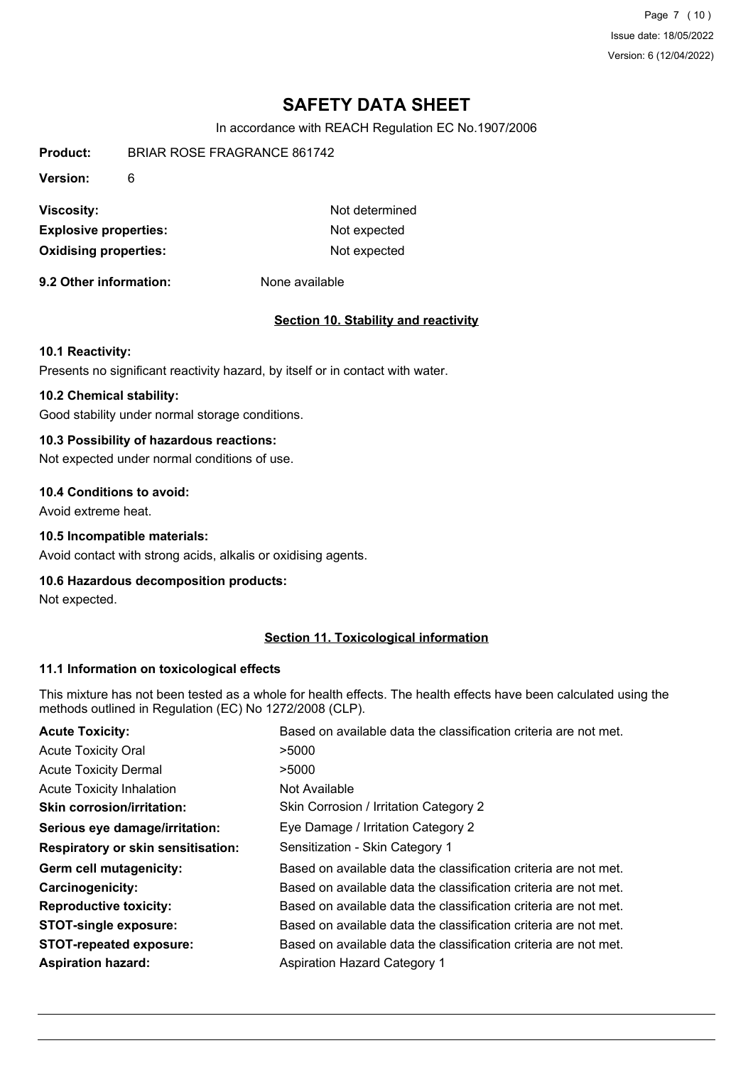# SAFETY DATA SHEET

In accordance with REACH Regulation EC No.1907/2006

**Product:** BRIAR ROSE FRAGRANCE 861742

**Version:** 6

| | |
|---|---|
| **Viscosity:** | Not determined |
| **Explosive properties:** | Not expected |
| **Oxidising properties:** | Not expected |

**9.2 Other information:** None available

## Section 10. Stability and reactivity

### 10.1 Reactivity:

Presents no significant reactivity hazard, by itself or in contact with water.

### 10.2 Chemical stability:

Good stability under normal storage conditions.

### 10.3 Possibility of hazardous reactions:

Not expected under normal conditions of use.

### 10.4 Conditions to avoid:

Avoid extreme heat.

### 10.5 Incompatible materials:

Avoid contact with strong acids, alkalis or oxidising agents.

### 10.6 Hazardous decomposition products:

Not expected.

## Section 11. Toxicological information

### 11.1 Information on toxicological effects

This mixture has not been tested as a whole for health effects. The health effects have been calculated using the methods outlined in Regulation (EC) No 1272/2008 (CLP).

| | |
|---|---|
| **Acute Toxicity:** | Based on available data the classification criteria are not met. |
| Acute Toxicity Oral | >5000 |
| Acute Toxicity Dermal | >5000 |
| Acute Toxicity Inhalation | Not Available |
| **Skin corrosion/irritation:** | Skin Corrosion / Irritation Category 2 |
| **Serious eye damage/irritation:** | Eye Damage / Irritation Category 2 |
| **Respiratory or skin sensitisation:** | Sensitization - Skin Category 1 |
| **Germ cell mutagenicity:** | Based on available data the classification criteria are not met. |
| **Carcinogenicity:** | Based on available data the classification criteria are not met. |
| **Reproductive toxicity:** | Based on available data the classification criteria are not met. |
| **STOT-single exposure:** | Based on available data the classification criteria are not met. |
| **STOT-repeated exposure:** | Based on available data the classification criteria are not met. |
| **Aspiration hazard:** | Aspiration Hazard Category 1 |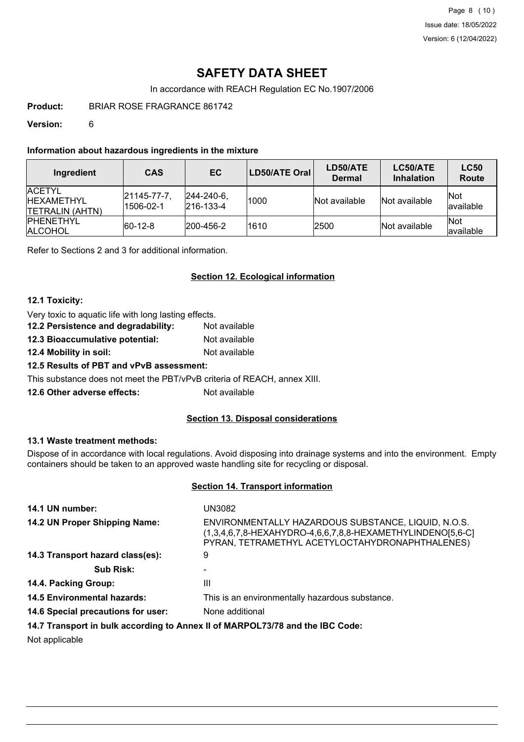# SAFETY DATA SHEET

In accordance with REACH Regulation EC No.1907/2006

**Product:** BRIAR ROSE FRAGRANCE 861742

**Version:** 6

### Information about hazardous ingredients in the mixture

| Ingredient | CAS | EC | LD50/ATE Oral | LD50/ATE Dermal | LC50/ATE Inhalation | LC50 Route |
|---|---|---|---|---|---|---|
| ACETYL HEXAMETHYL TETRALIN (AHTN) | 21145-77-7, 1506-02-1 | 244-240-6, 216-133-4 | 1000 | Not available | Not available | Not available |
| PHENETHYL ALCOHOL | 60-12-8 | 200-456-2 | 1610 | 2500 | Not available | Not available |

Refer to Sections 2 and 3 for additional information.

## Section 12. Ecological information

### 12.1 Toxicity:

Very toxic to aquatic life with long lasting effects.

**12.2 Persistence and degradability:** Not available

**12.3 Bioaccumulative potential:** Not available

**12.4 Mobility in soil:** Not available

### 12.5 Results of PBT and vPvB assessment:

This substance does not meet the PBT/vPvB criteria of REACH, annex XIII.

**12.6 Other adverse effects:** Not available

## Section 13. Disposal considerations

### 13.1 Waste treatment methods:

Dispose of in accordance with local regulations. Avoid disposing into drainage systems and into the environment. Empty containers should be taken to an approved waste handling site for recycling or disposal.

## Section 14. Transport information

**14.1 UN number:** UN3082

**14.2 UN Proper Shipping Name:** ENVIRONMENTALLY HAZARDOUS SUBSTANCE, LIQUID, N.O.S. (1,3,4,6,7,8-HEXAHYDRO-4,6,6,7,8,8-HEXAMETHYLINDENO[5,6-C] PYRAN, TETRAMETHYL ACETYLOCTAHYDRONAPHTHALENES)

**14.3 Transport hazard class(es):** 9

**Sub Risk:** -

**14.4. Packing Group:** III

**14.5 Environmental hazards:** This is an environmentally hazardous substance.

**14.6 Special precautions for user:** None additional

### 14.7 Transport in bulk according to Annex II of MARPOL73/78 and the IBC Code:

Not applicable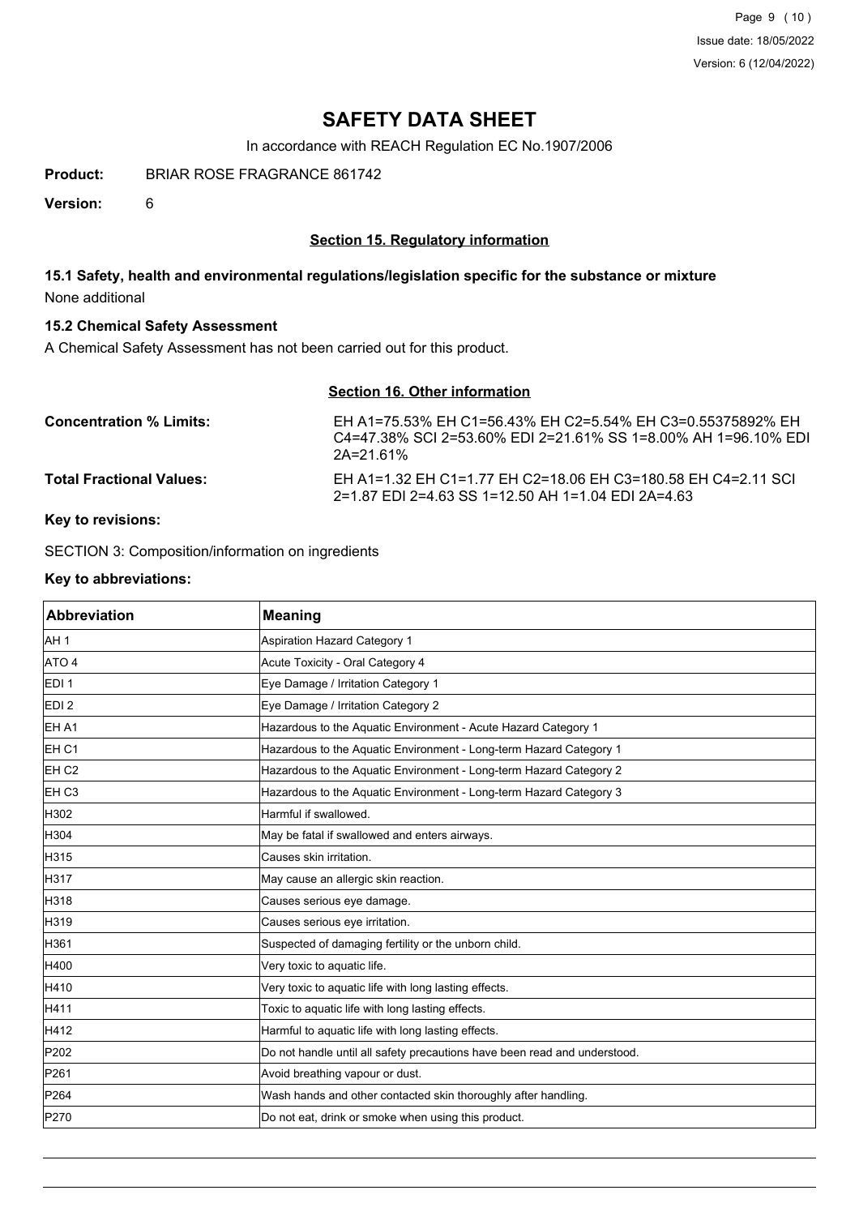# SAFETY DATA SHEET

In accordance with REACH Regulation EC No.1907/2006

**Product:** BRIAR ROSE FRAGRANCE 861742

**Version:** 6

## Section 15. Regulatory information

### 15.1 Safety, health and environmental regulations/legislation specific for the substance or mixture

None additional

### 15.2 Chemical Safety Assessment

A Chemical Safety Assessment has not been carried out for this product.

## Section 16. Other information

**Concentration % Limits:** EH A1=75.53% EH C1=56.43% EH C2=5.54% EH C3=0.55375892% EH C4=47.38% SCI 2=53.60% EDI 2=21.61% SS 1=8.00% AH 1=96.10% EDI 2A=21.61%

**Total Fractional Values:** EH A1=1.32 EH C1=1.77 EH C2=18.06 EH C3=180.58 EH C4=2.11 SCI 2=1.87 EDI 2=4.63 SS 1=12.50 AH 1=1.04 EDI 2A=4.63

**Key to revisions:**

SECTION 3: Composition/information on ingredients

**Key to abbreviations:**

| Abbreviation | Meaning |
| --- | --- |
| AH 1 | Aspiration Hazard Category 1 |
| ATO 4 | Acute Toxicity - Oral Category 4 |
| EDI 1 | Eye Damage / Irritation Category 1 |
| EDI 2 | Eye Damage / Irritation Category 2 |
| EH A1 | Hazardous to the Aquatic Environment - Acute Hazard Category 1 |
| EH C1 | Hazardous to the Aquatic Environment - Long-term Hazard Category 1 |
| EH C2 | Hazardous to the Aquatic Environment - Long-term Hazard Category 2 |
| EH C3 | Hazardous to the Aquatic Environment - Long-term Hazard Category 3 |
| H302 | Harmful if swallowed. |
| H304 | May be fatal if swallowed and enters airways. |
| H315 | Causes skin irritation. |
| H317 | May cause an allergic skin reaction. |
| H318 | Causes serious eye damage. |
| H319 | Causes serious eye irritation. |
| H361 | Suspected of damaging fertility or the unborn child. |
| H400 | Very toxic to aquatic life. |
| H410 | Very toxic to aquatic life with long lasting effects. |
| H411 | Toxic to aquatic life with long lasting effects. |
| H412 | Harmful to aquatic life with long lasting effects. |
| P202 | Do not handle until all safety precautions have been read and understood. |
| P261 | Avoid breathing vapour or dust. |
| P264 | Wash hands and other contacted skin thoroughly after handling. |
| P270 | Do not eat, drink or smoke when using this product. |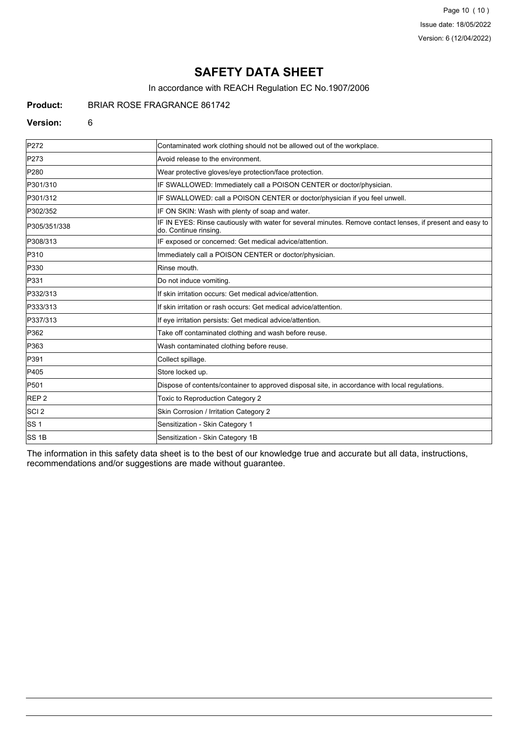# SAFETY DATA SHEET

In accordance with REACH Regulation EC No.1907/2006

**Product:** BRIAR ROSE FRAGRANCE 861742

**Version:** 6

| | |
|---|---|
| P272 | Contaminated work clothing should not be allowed out of the workplace. |
| P273 | Avoid release to the environment. |
| P280 | Wear protective gloves/eye protection/face protection. |
| P301/310 | IF SWALLOWED: Immediately call a POISON CENTER or doctor/physician. |
| P301/312 | IF SWALLOWED: call a POISON CENTER or doctor/physician if you feel unwell. |
| P302/352 | IF ON SKIN: Wash with plenty of soap and water. |
| P305/351/338 | IF IN EYES: Rinse cautiously with water for several minutes. Remove contact lenses, if present and easy to do. Continue rinsing. |
| P308/313 | IF exposed or concerned: Get medical advice/attention. |
| P310 | Immediately call a POISON CENTER or doctor/physician. |
| P330 | Rinse mouth. |
| P331 | Do not induce vomiting. |
| P332/313 | If skin irritation occurs: Get medical advice/attention. |
| P333/313 | If skin irritation or rash occurs: Get medical advice/attention. |
| P337/313 | If eye irritation persists: Get medical advice/attention. |
| P362 | Take off contaminated clothing and wash before reuse. |
| P363 | Wash contaminated clothing before reuse. |
| P391 | Collect spillage. |
| P405 | Store locked up. |
| P501 | Dispose of contents/container to approved disposal site, in accordance with local regulations. |
| REP 2 | Toxic to Reproduction Category 2 |
| SCI 2 | Skin Corrosion / Irritation Category 2 |
| SS 1 | Sensitization - Skin Category 1 |
| SS 1B | Sensitization - Skin Category 1B |

The information in this safety data sheet is to the best of our knowledge true and accurate but all data, instructions, recommendations and/or suggestions are made without guarantee.